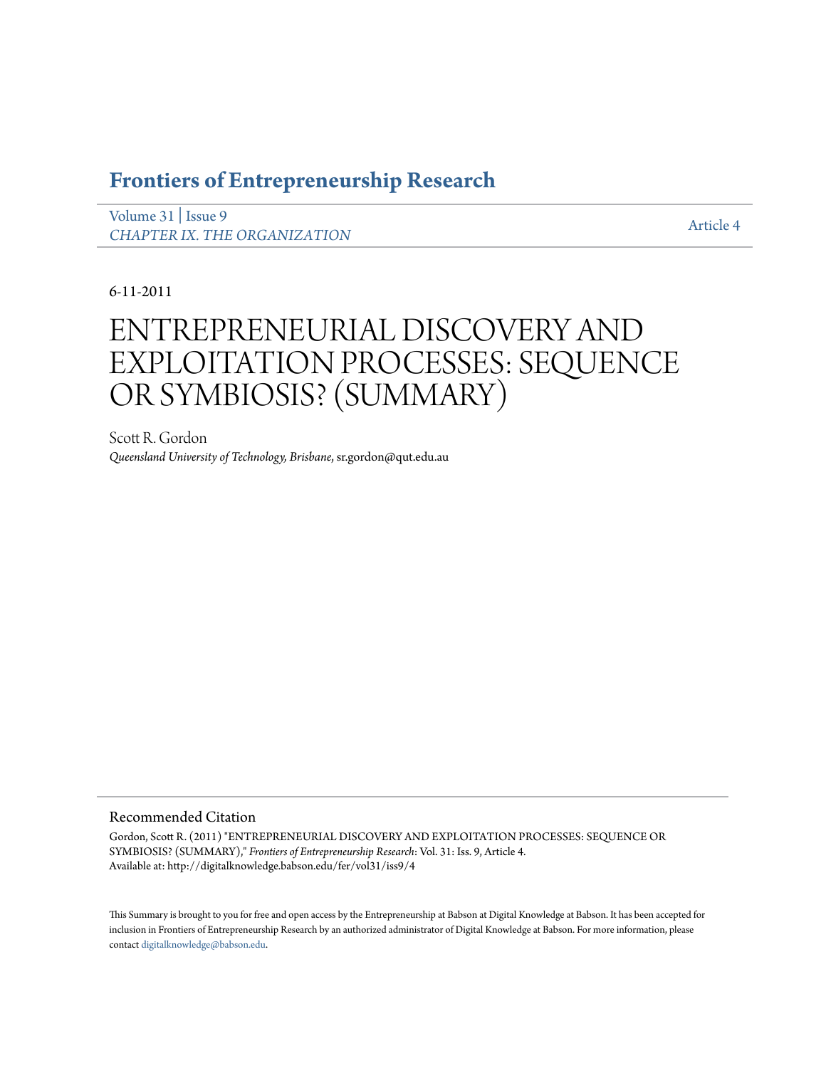# Frontiers of Entrepreneurship Research

Volume 31 | Issue 9
*CHAPTER IX. THE ORGANIZATION*

Article 4

6-11-2011

# ENTREPRENEURIAL DISCOVERY AND EXPLOITATION PROCESSES: SEQUENCE OR SYMBIOSIS? (SUMMARY)

Scott R. Gordon
*Queensland University of Technology, Brisbane*, sr.gordon@qut.edu.au

## Recommended Citation

Gordon, Scott R. (2011) "ENTREPRENEURIAL DISCOVERY AND EXPLOITATION PROCESSES: SEQUENCE OR SYMBIOSIS? (SUMMARY)," *Frontiers of Entrepreneurship Research*: Vol. 31: Iss. 9, Article 4.
Available at: http://digitalknowledge.babson.edu/fer/vol31/iss9/4

This Summary is brought to you for free and open access by the Entrepreneurship at Babson at Digital Knowledge at Babson. It has been accepted for inclusion in Frontiers of Entrepreneurship Research by an authorized administrator of Digital Knowledge at Babson. For more information, please contact digitalknowledge@babson.edu.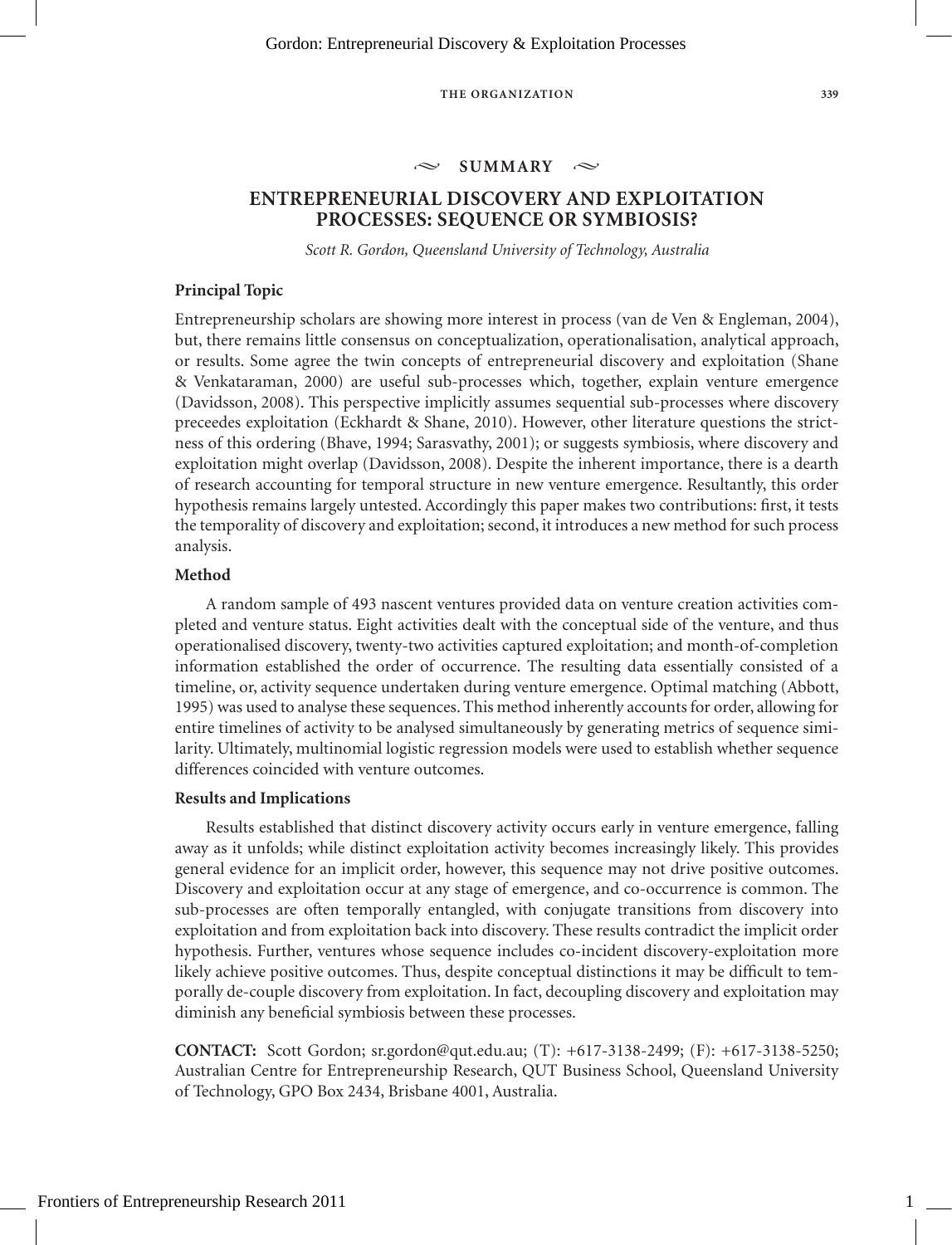## SUMMARY

# ENTREPRENEURIAL DISCOVERY AND EXPLOITATION PROCESSES: SEQUENCE OR SYMBIOSIS?

*Scott R. Gordon, Queensland University of Technology, Australia*

### Principal Topic

Entrepreneurship scholars are showing more interest in process (van de Ven & Engleman, 2004), but, there remains little consensus on conceptualization, operationalisation, analytical approach, or results. Some agree the twin concepts of entrepreneurial discovery and exploitation (Shane & Venkataraman, 2000) are useful sub-processes which, together, explain venture emergence (Davidsson, 2008). This perspective implicitly assumes sequential sub-processes where discovery preceedes exploitation (Eckhardt & Shane, 2010). However, other literature questions the strictness of this ordering (Bhave, 1994; Sarasvathy, 2001); or suggests symbiosis, where discovery and exploitation might overlap (Davidsson, 2008). Despite the inherent importance, there is a dearth of research accounting for temporal structure in new venture emergence. Resultantly, this order hypothesis remains largely untested. Accordingly this paper makes two contributions: first, it tests the temporality of discovery and exploitation; second, it introduces a new method for such process analysis.

### Method

A random sample of 493 nascent ventures provided data on venture creation activities completed and venture status. Eight activities dealt with the conceptual side of the venture, and thus operationalised discovery, twenty-two activities captured exploitation; and month-of-completion information established the order of occurrence. The resulting data essentially consisted of a timeline, or, activity sequence undertaken during venture emergence. Optimal matching (Abbott, 1995) was used to analyse these sequences. This method inherently accounts for order, allowing for entire timelines of activity to be analysed simultaneously by generating metrics of sequence similarity. Ultimately, multinomial logistic regression models were used to establish whether sequence differences coincided with venture outcomes.

### Results and Implications

Results established that distinct discovery activity occurs early in venture emergence, falling away as it unfolds; while distinct exploitation activity becomes increasingly likely. This provides general evidence for an implicit order, however, this sequence may not drive positive outcomes. Discovery and exploitation occur at any stage of emergence, and co-occurrence is common. The sub-processes are often temporally entangled, with conjugate transitions from discovery into exploitation and from exploitation back into discovery. These results contradict the implicit order hypothesis. Further, ventures whose sequence includes co-incident discovery-exploitation more likely achieve positive outcomes. Thus, despite conceptual distinctions it may be difficult to temporally de-couple discovery from exploitation. In fact, decoupling discovery and exploitation may diminish any beneficial symbiosis between these processes.

**CONTACT:** Scott Gordon; sr.gordon@qut.edu.au; (T): +617-3138-2499; (F): +617-3138-5250; Australian Centre for Entrepreneurship Research, QUT Business School, Queensland University of Technology, GPO Box 2434, Brisbane 4001, Australia.